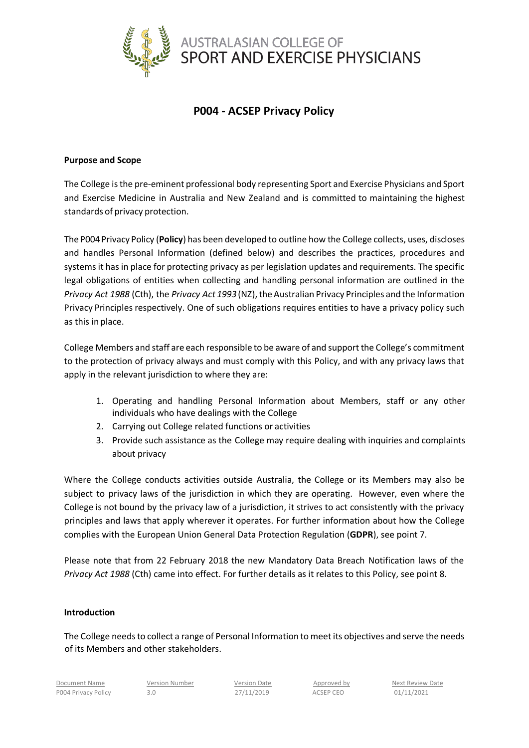# P004 - ACSEP Privacy Policy

**Purpose and Scope**

The College is the pre-eminent professional body representing Sport and Exercise Physicians and Sport and Exercise Medicine in Australia and New Zealand and is committed to maintaining the highest standards of privacy protection.

The P004 Privacy Policy (**Policy**) has been developed to outline how the College collects, uses, discloses and handles Personal Information (defined below) and describes the practices, procedures and systems it has in place for protecting privacy as per legislation updates and requirements. The specific legal obligations of entities when collecting and handling personal information are outlined in the *Privacy Act 1988* (Cth), the *Privacy Act 1993* (NZ), the Australian Privacy Principles and the Information Privacy Principles respectively. One of such obligations requires entities to have a privacy policy such as this in place.

College Members and staff are each responsible to be aware of and support the College's commitment to the protection of privacy always and must comply with this Policy, and with any privacy laws that apply in the relevant jurisdiction to where they are:

1. Operating and handling Personal Information about Members, staff or any other individuals who have dealings with the College
2. Carrying out College related functions or activities
3. Provide such assistance as the College may require dealing with inquiries and complaints about privacy

Where the College conducts activities outside Australia, the College or its Members may also be subject to privacy laws of the jurisdiction in which they are operating. However, even where the College is not bound by the privacy law of a jurisdiction, it strives to act consistently with the privacy principles and laws that apply wherever it operates. For further information about how the College complies with the European Union General Data Protection Regulation (**GDPR**), see point 7.

Please note that from 22 February 2018 the new Mandatory Data Breach Notification laws of the *Privacy Act 1988* (Cth) came into effect. For further details as it relates to this Policy, see point 8.

**Introduction**

The College needs to collect a range of Personal Information to meet its objectives and serve the needs of its Members and other stakeholders.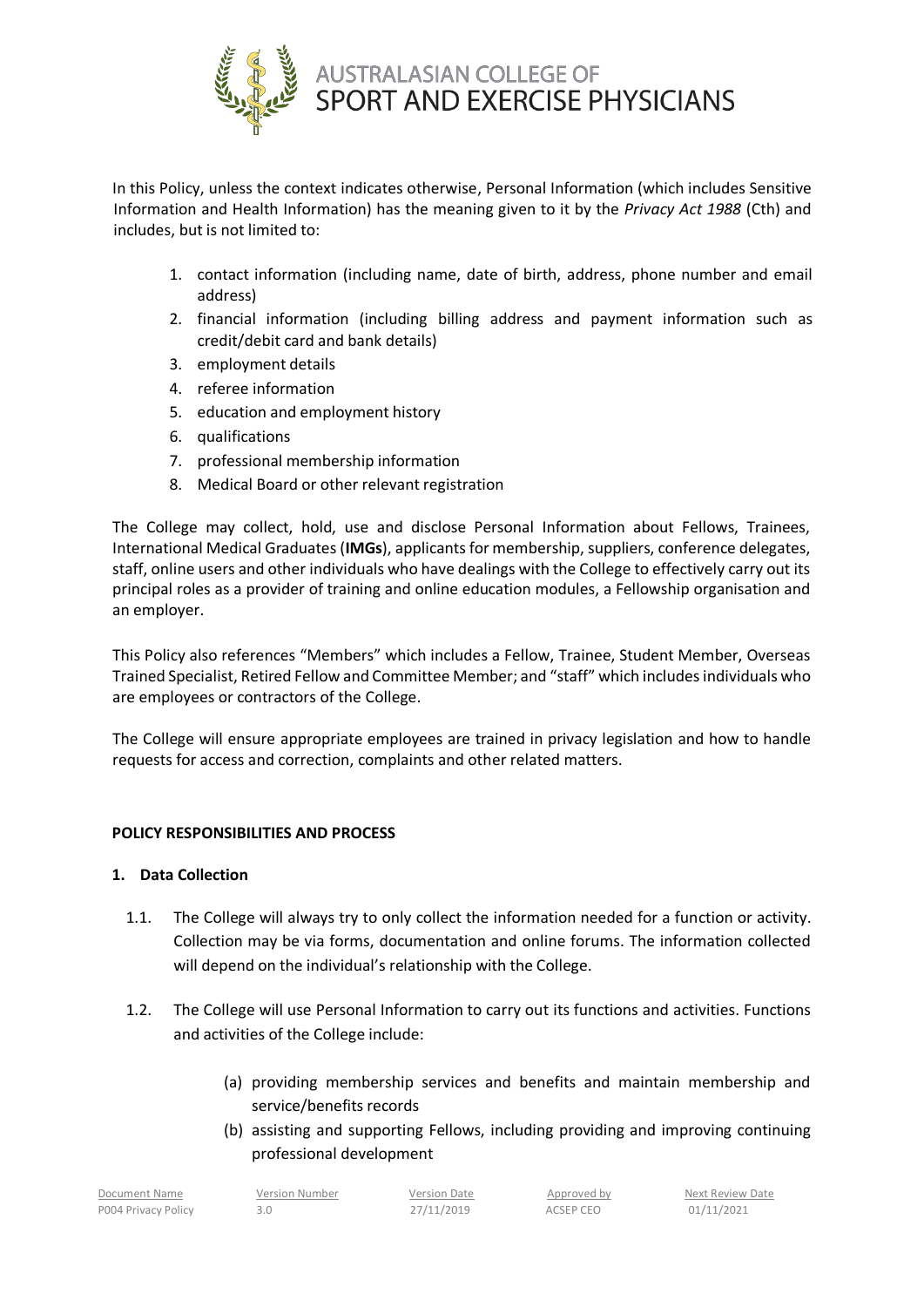In this Policy, unless the context indicates otherwise, Personal Information (which includes Sensitive Information and Health Information) has the meaning given to it by the *Privacy Act 1988* (Cth) and includes, but is not limited to:

1. contact information (including name, date of birth, address, phone number and email address)
2. financial information (including billing address and payment information such as credit/debit card and bank details)
3. employment details
4. referee information
5. education and employment history
6. qualifications
7. professional membership information
8. Medical Board or other relevant registration

The College may collect, hold, use and disclose Personal Information about Fellows, Trainees, International Medical Graduates (**IMGs**), applicants for membership, suppliers, conference delegates, staff, online users and other individuals who have dealings with the College to effectively carry out its principal roles as a provider of training and online education modules, a Fellowship organisation and an employer.

This Policy also references "Members" which includes a Fellow, Trainee, Student Member, Overseas Trained Specialist, Retired Fellow and Committee Member; and "staff" which includes individuals who are employees or contractors of the College.

The College will ensure appropriate employees are trained in privacy legislation and how to handle requests for access and correction, complaints and other related matters.

## POLICY RESPONSIBILITIES AND PROCESS

### 1. Data Collection

1.1. The College will always try to only collect the information needed for a function or activity. Collection may be via forms, documentation and online forums. The information collected will depend on the individual's relationship with the College.

1.2. The College will use Personal Information to carry out its functions and activities. Functions and activities of the College include:

(a) providing membership services and benefits and maintain membership and service/benefits records

(b) assisting and supporting Fellows, including providing and improving continuing professional development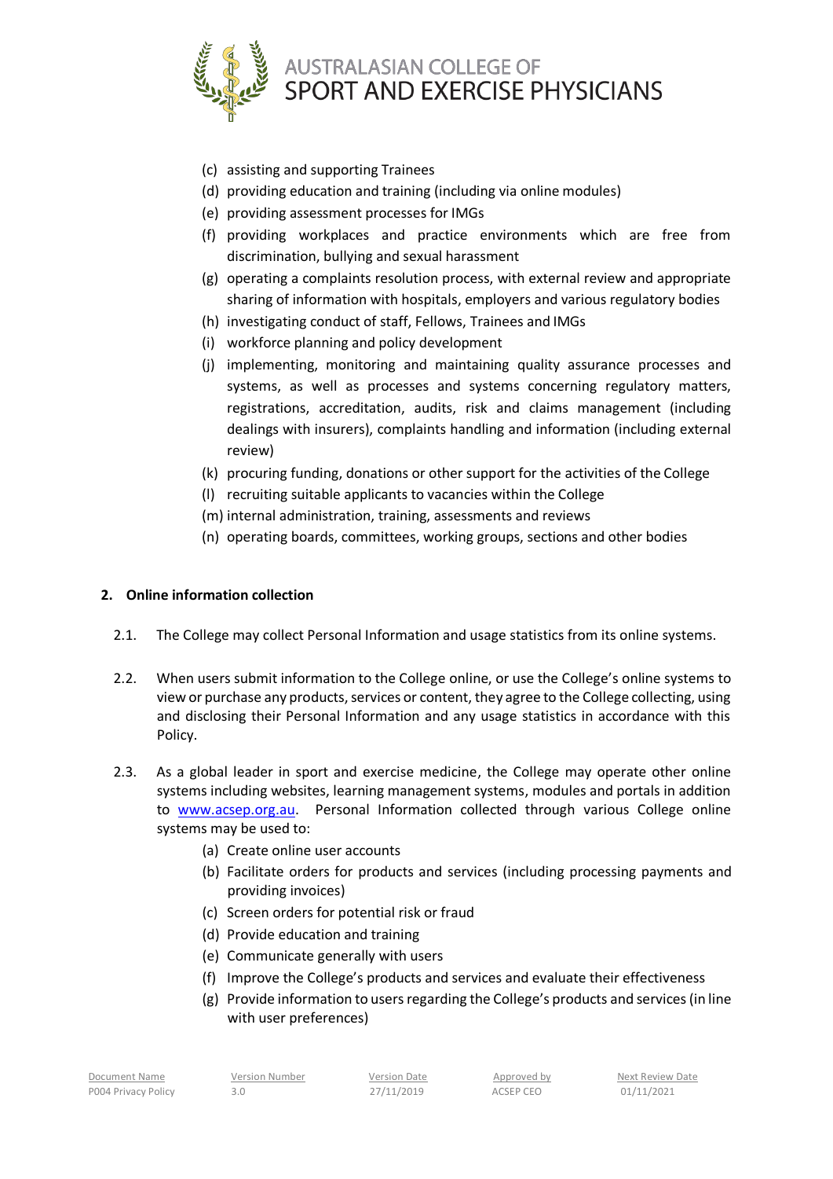(c) assisting and supporting Trainees
(d) providing education and training (including via online modules)
(e) providing assessment processes for IMGs
(f) providing workplaces and practice environments which are free from discrimination, bullying and sexual harassment
(g) operating a complaints resolution process, with external review and appropriate sharing of information with hospitals, employers and various regulatory bodies
(h) investigating conduct of staff, Fellows, Trainees and IMGs
(i) workforce planning and policy development
(j) implementing, monitoring and maintaining quality assurance processes and systems, as well as processes and systems concerning regulatory matters, registrations, accreditation, audits, risk and claims management (including dealings with insurers), complaints handling and information (including external review)
(k) procuring funding, donations or other support for the activities of the College
(l) recruiting suitable applicants to vacancies within the College
(m) internal administration, training, assessments and reviews
(n) operating boards, committees, working groups, sections and other bodies

## 2. Online information collection

2.1. The College may collect Personal Information and usage statistics from its online systems.

2.2. When users submit information to the College online, or use the College's online systems to view or purchase any products, services or content, they agree to the College collecting, using and disclosing their Personal Information and any usage statistics in accordance with this Policy.

2.3. As a global leader in sport and exercise medicine, the College may operate other online systems including websites, learning management systems, modules and portals in addition to www.acsep.org.au. Personal Information collected through various College online systems may be used to:

(a) Create online user accounts
(b) Facilitate orders for products and services (including processing payments and providing invoices)
(c) Screen orders for potential risk or fraud
(d) Provide education and training
(e) Communicate generally with users
(f) Improve the College's products and services and evaluate their effectiveness
(g) Provide information to users regarding the College's products and services (in line with user preferences)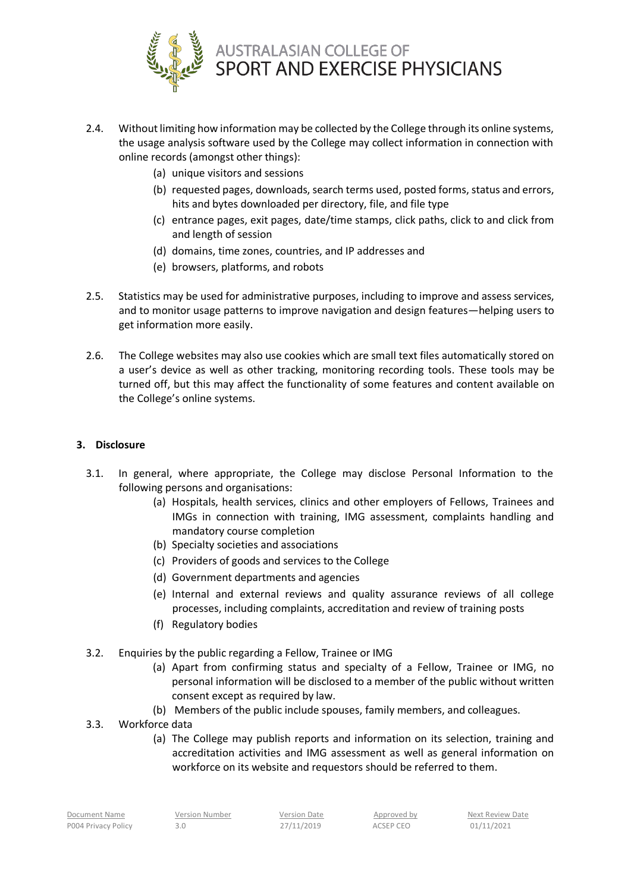2.4. Without limiting how information may be collected by the College through its online systems, the usage analysis software used by the College may collect information in connection with online records (amongst other things):

- (a) unique visitors and sessions
- (b) requested pages, downloads, search terms used, posted forms, status and errors, hits and bytes downloaded per directory, file, and file type
- (c) entrance pages, exit pages, date/time stamps, click paths, click to and click from and length of session
- (d) domains, time zones, countries, and IP addresses and
- (e) browsers, platforms, and robots

2.5. Statistics may be used for administrative purposes, including to improve and assess services, and to monitor usage patterns to improve navigation and design features—helping users to get information more easily.

2.6. The College websites may also use cookies which are small text files automatically stored on a user's device as well as other tracking, monitoring recording tools. These tools may be turned off, but this may affect the functionality of some features and content available on the College's online systems.

## 3. Disclosure

3.1. In general, where appropriate, the College may disclose Personal Information to the following persons and organisations:

- (a) Hospitals, health services, clinics and other employers of Fellows, Trainees and IMGs in connection with training, IMG assessment, complaints handling and mandatory course completion
- (b) Specialty societies and associations
- (c) Providers of goods and services to the College
- (d) Government departments and agencies
- (e) Internal and external reviews and quality assurance reviews of all college processes, including complaints, accreditation and review of training posts
- (f) Regulatory bodies

3.2. Enquiries by the public regarding a Fellow, Trainee or IMG

- (a) Apart from confirming status and specialty of a Fellow, Trainee or IMG, no personal information will be disclosed to a member of the public without written consent except as required by law.
- (b) Members of the public include spouses, family members, and colleagues.

3.3. Workforce data

- (a) The College may publish reports and information on its selection, training and accreditation activities and IMG assessment as well as general information on workforce on its website and requestors should be referred to them.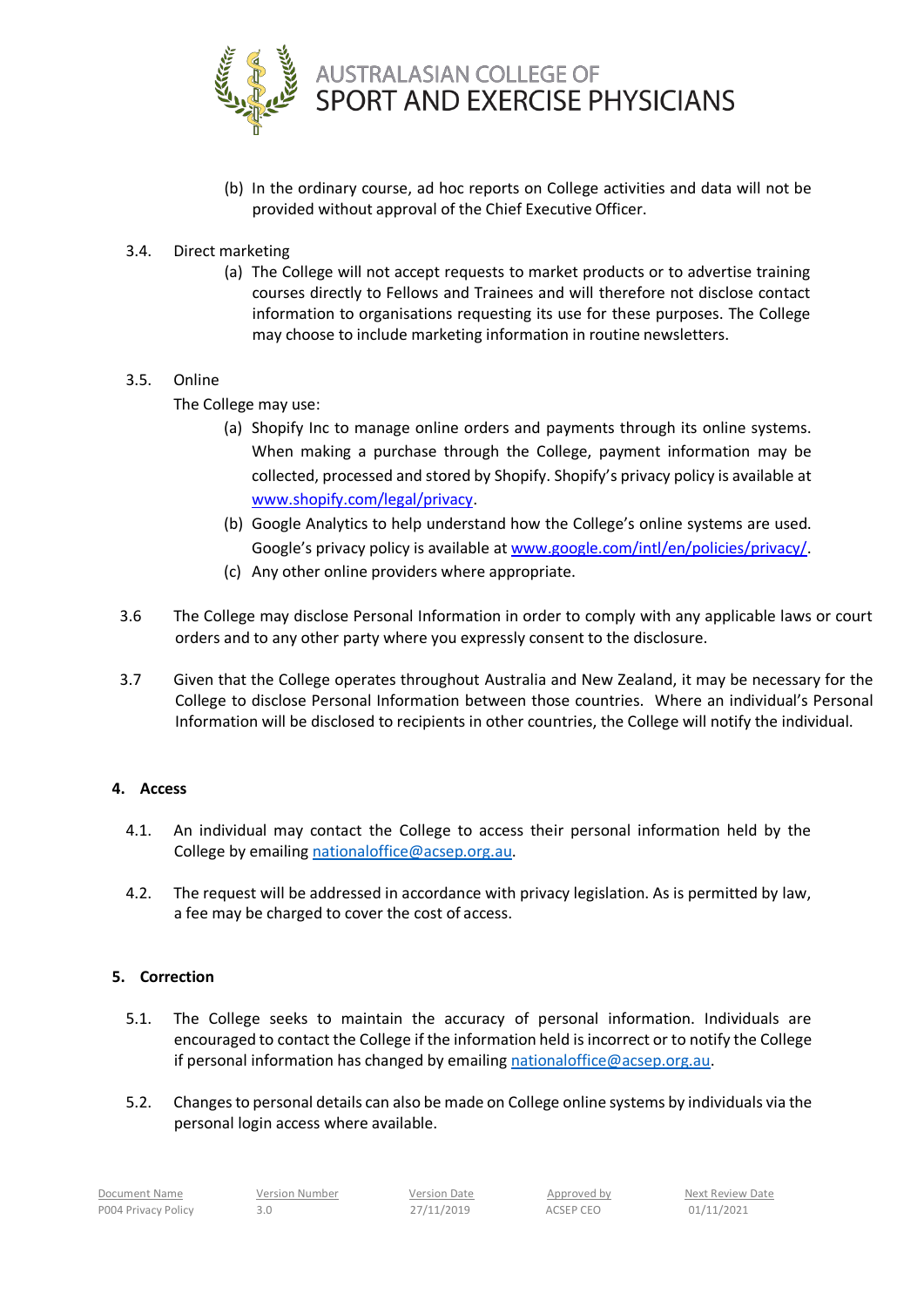(b) In the ordinary course, ad hoc reports on College activities and data will not be provided without approval of the Chief Executive Officer.

3.4. Direct marketing

(a) The College will not accept requests to market products or to advertise training courses directly to Fellows and Trainees and will therefore not disclose contact information to organisations requesting its use for these purposes. The College may choose to include marketing information in routine newsletters.

3.5. Online

The College may use:

(a) Shopify Inc to manage online orders and payments through its online systems. When making a purchase through the College, payment information may be collected, processed and stored by Shopify. Shopify's privacy policy is available at [www.shopify.com/legal/privacy](http://www.shopify.com/legal/privacy).

(b) Google Analytics to help understand how the College's online systems are used. Google's privacy policy is available at [www.google.com/intl/en/policies/privacy/](http://www.google.com/intl/en/policies/privacy/).

(c) Any other online providers where appropriate.

3.6 The College may disclose Personal Information in order to comply with any applicable laws or court orders and to any other party where you expressly consent to the disclosure.

3.7 Given that the College operates throughout Australia and New Zealand, it may be necessary for the College to disclose Personal Information between those countries. Where an individual's Personal Information will be disclosed to recipients in other countries, the College will notify the individual.

## 4. Access

4.1. An individual may contact the College to access their personal information held by the College by emailing [nationaloffice@acsep.org.au](mailto:nationaloffice@acsep.org.au).

4.2. The request will be addressed in accordance with privacy legislation. As is permitted by law, a fee may be charged to cover the cost of access.

## 5. Correction

5.1. The College seeks to maintain the accuracy of personal information. Individuals are encouraged to contact the College if the information held is incorrect or to notify the College if personal information has changed by emailing [nationaloffice@acsep.org.au](mailto:nationaloffice@acsep.org.au).

5.2. Changes to personal details can also be made on College online systems by individuals via the personal login access where available.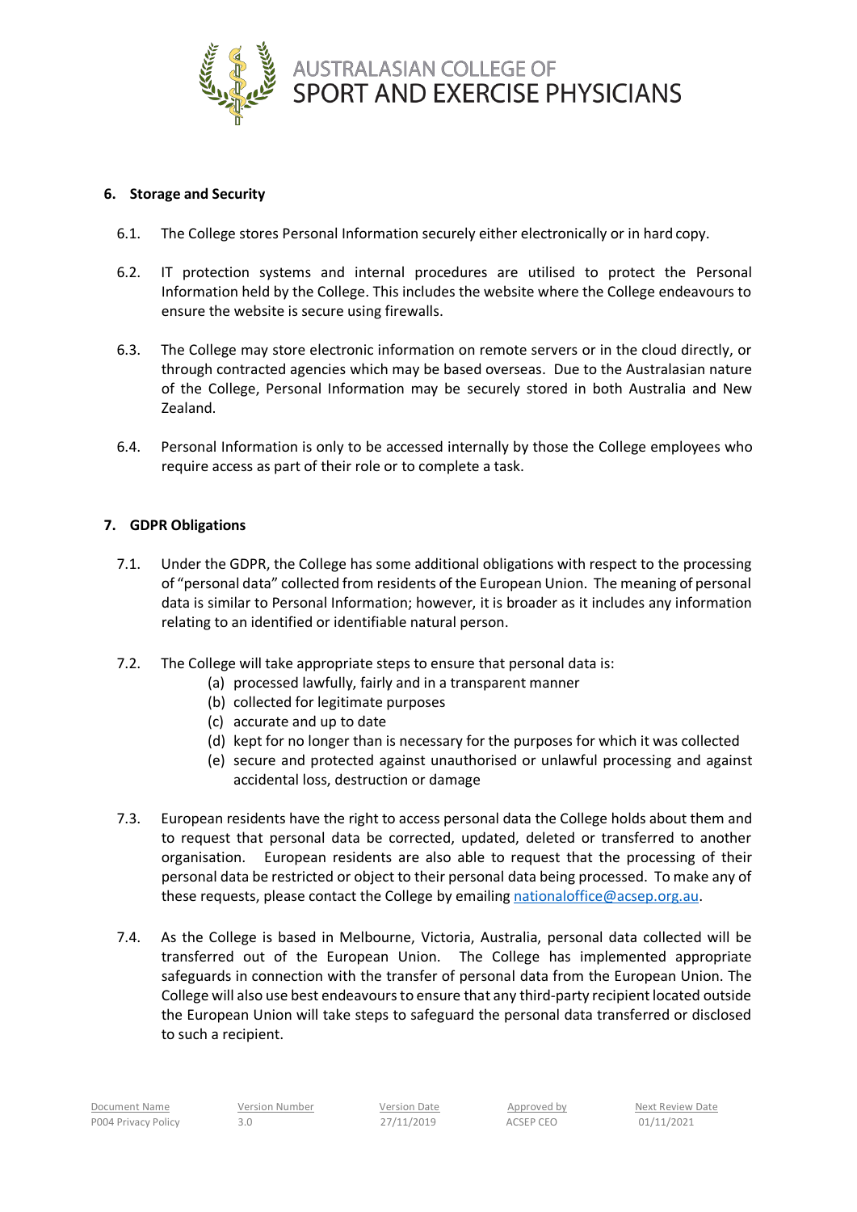## 6. Storage and Security

6.1. The College stores Personal Information securely either electronically or in hard copy.

6.2. IT protection systems and internal procedures are utilised to protect the Personal Information held by the College. This includes the website where the College endeavours to ensure the website is secure using firewalls.

6.3. The College may store electronic information on remote servers or in the cloud directly, or through contracted agencies which may be based overseas. Due to the Australasian nature of the College, Personal Information may be securely stored in both Australia and New Zealand.

6.4. Personal Information is only to be accessed internally by those the College employees who require access as part of their role or to complete a task.

## 7. GDPR Obligations

7.1. Under the GDPR, the College has some additional obligations with respect to the processing of "personal data" collected from residents of the European Union. The meaning of personal data is similar to Personal Information; however, it is broader as it includes any information relating to an identified or identifiable natural person.

7.2. The College will take appropriate steps to ensure that personal data is:

(a) processed lawfully, fairly and in a transparent manner
(b) collected for legitimate purposes
(c) accurate and up to date
(d) kept for no longer than is necessary for the purposes for which it was collected
(e) secure and protected against unauthorised or unlawful processing and against accidental loss, destruction or damage

7.3. European residents have the right to access personal data the College holds about them and to request that personal data be corrected, updated, deleted or transferred to another organisation. European residents are also able to request that the processing of their personal data be restricted or object to their personal data being processed. To make any of these requests, please contact the College by emailing nationaloffice@acsep.org.au.

7.4. As the College is based in Melbourne, Victoria, Australia, personal data collected will be transferred out of the European Union. The College has implemented appropriate safeguards in connection with the transfer of personal data from the European Union. The College will also use best endeavours to ensure that any third-party recipient located outside the European Union will take steps to safeguard the personal data transferred or disclosed to such a recipient.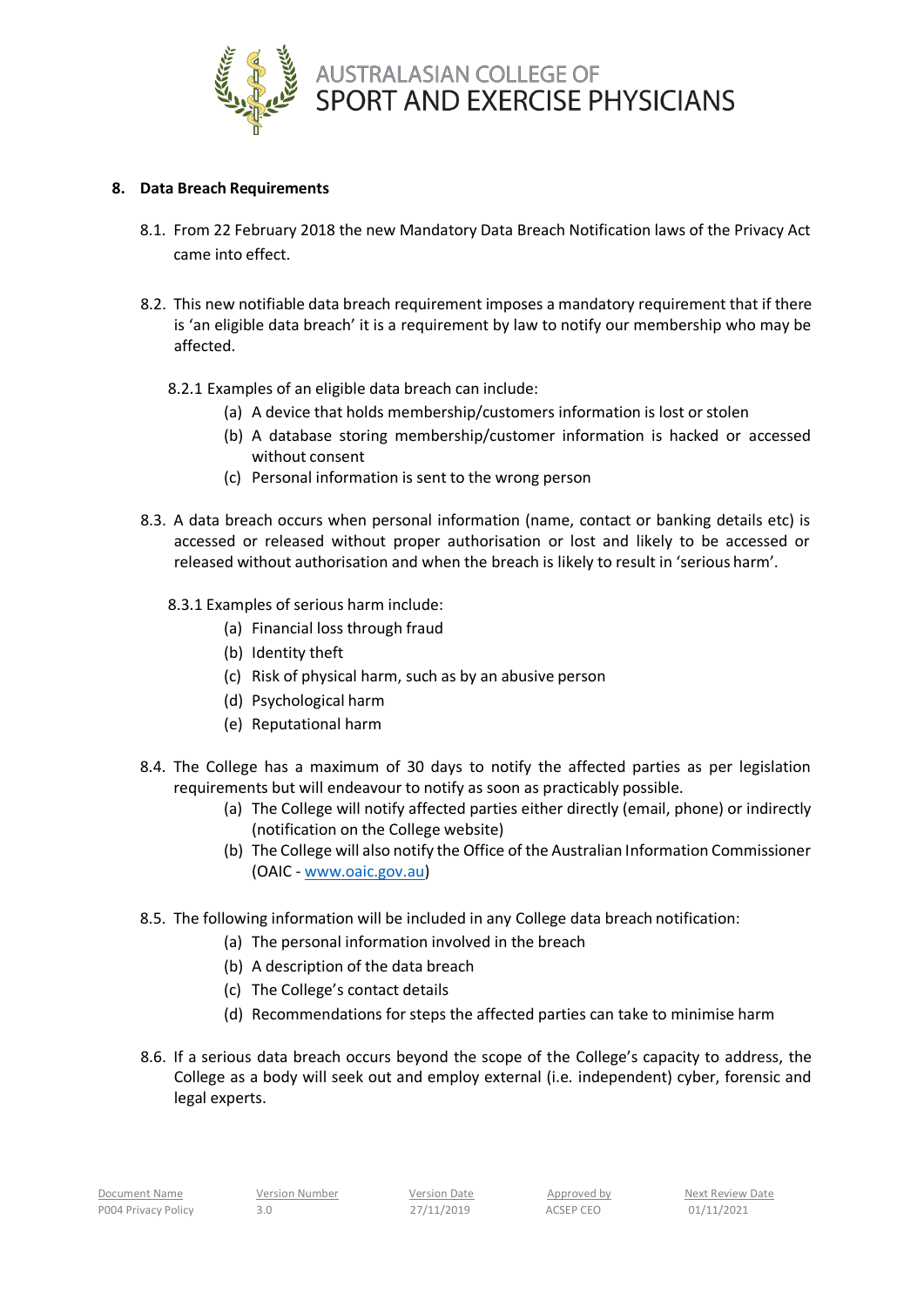## 8. Data Breach Requirements

8.1. From 22 February 2018 the new Mandatory Data Breach Notification laws of the Privacy Act came into effect.

8.2. This new notifiable data breach requirement imposes a mandatory requirement that if there is 'an eligible data breach' it is a requirement by law to notify our membership who may be affected.

8.2.1 Examples of an eligible data breach can include:

(a) A device that holds membership/customers information is lost or stolen
(b) A database storing membership/customer information is hacked or accessed without consent
(c) Personal information is sent to the wrong person

8.3. A data breach occurs when personal information (name, contact or banking details etc) is accessed or released without proper authorisation or lost and likely to be accessed or released without authorisation and when the breach is likely to result in 'serious harm'.

8.3.1 Examples of serious harm include:

(a) Financial loss through fraud
(b) Identity theft
(c) Risk of physical harm, such as by an abusive person
(d) Psychological harm
(e) Reputational harm

8.4. The College has a maximum of 30 days to notify the affected parties as per legislation requirements but will endeavour to notify as soon as practicably possible.

(a) The College will notify affected parties either directly (email, phone) or indirectly (notification on the College website)
(b) The College will also notify the Office of the Australian Information Commissioner (OAIC - www.oaic.gov.au)

8.5. The following information will be included in any College data breach notification:

(a) The personal information involved in the breach
(b) A description of the data breach
(c) The College's contact details
(d) Recommendations for steps the affected parties can take to minimise harm

8.6. If a serious data breach occurs beyond the scope of the College's capacity to address, the College as a body will seek out and employ external (i.e. independent) cyber, forensic and legal experts.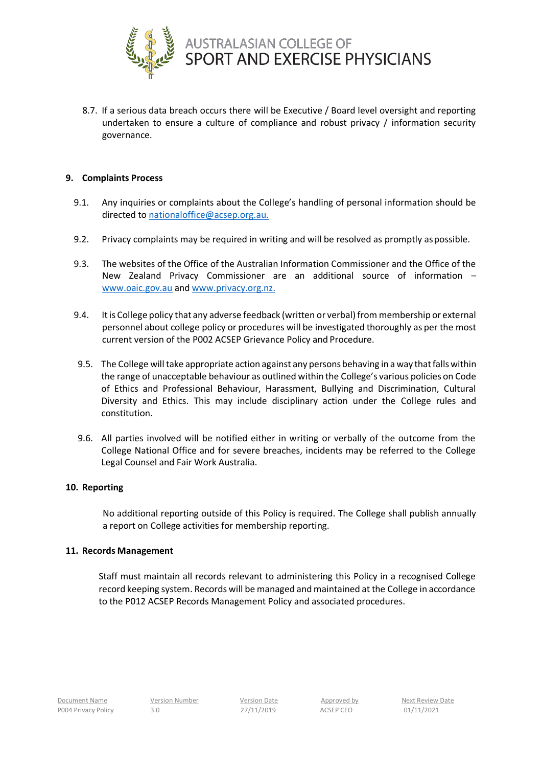8.7. If a serious data breach occurs there will be Executive / Board level oversight and reporting undertaken to ensure a culture of compliance and robust privacy / information security governance.

## 9. Complaints Process

9.1. Any inquiries or complaints about the College's handling of personal information should be directed to nationaloffice@acsep.org.au.

9.2. Privacy complaints may be required in writing and will be resolved as promptly as possible.

9.3. The websites of the Office of the Australian Information Commissioner and the Office of the New Zealand Privacy Commissioner are an additional source of information – www.oaic.gov.au and www.privacy.org.nz.

9.4. It is College policy that any adverse feedback (written or verbal) from membership or external personnel about college policy or procedures will be investigated thoroughly as per the most current version of the P002 ACSEP Grievance Policy and Procedure.

9.5. The College will take appropriate action against any persons behaving in a way that falls within the range of unacceptable behaviour as outlined within the College's various policies on Code of Ethics and Professional Behaviour, Harassment, Bullying and Discrimination, Cultural Diversity and Ethics. This may include disciplinary action under the College rules and constitution.

9.6. All parties involved will be notified either in writing or verbally of the outcome from the College National Office and for severe breaches, incidents may be referred to the College Legal Counsel and Fair Work Australia.

## 10. Reporting

No additional reporting outside of this Policy is required. The College shall publish annually a report on College activities for membership reporting.

## 11. Records Management

Staff must maintain all records relevant to administering this Policy in a recognised College record keeping system. Records will be managed and maintained at the College in accordance to the P012 ACSEP Records Management Policy and associated procedures.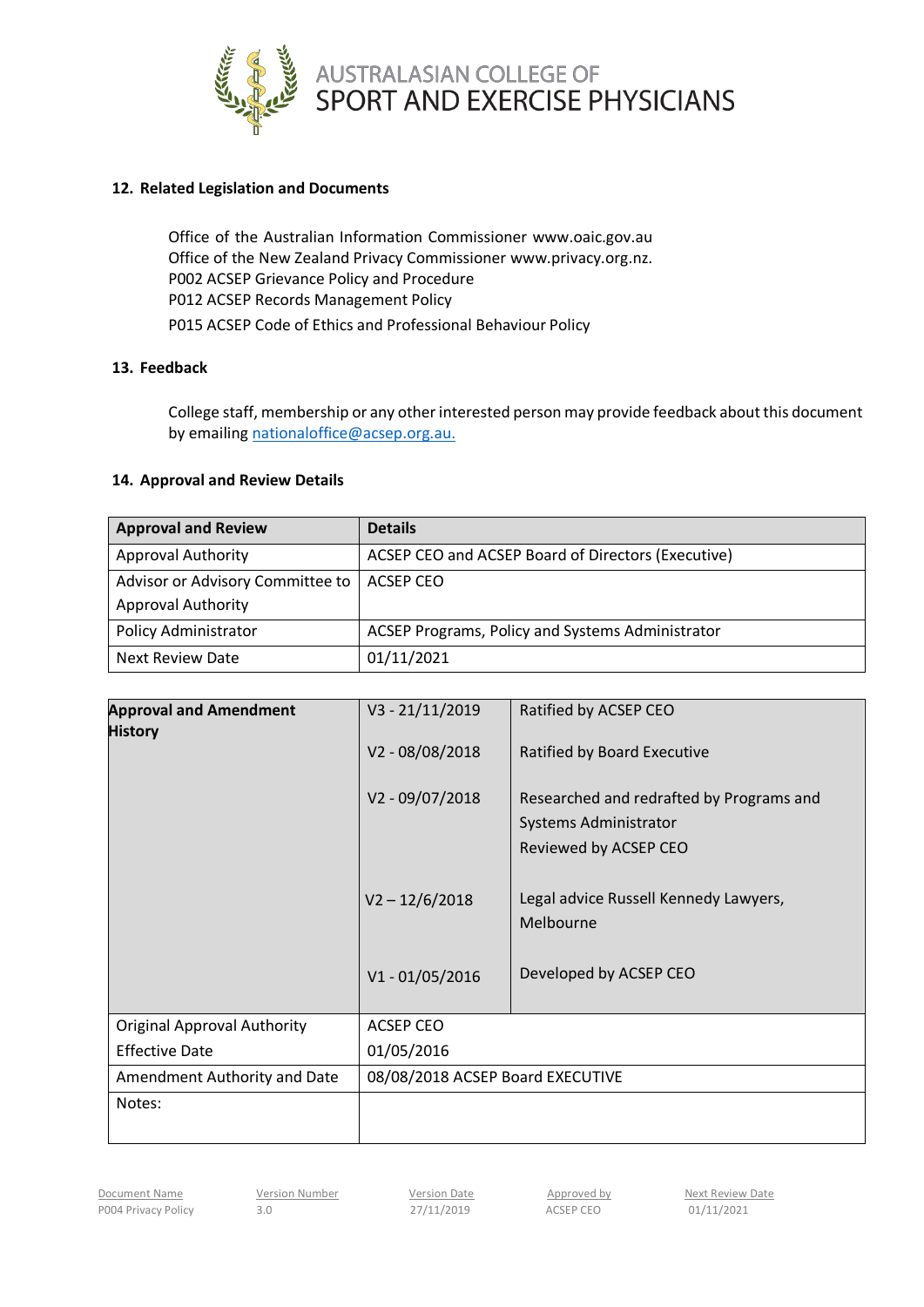## 12. Related Legislation and Documents

Office of the Australian Information Commissioner www.oaic.gov.au
Office of the New Zealand Privacy Commissioner www.privacy.org.nz.
P002 ACSEP Grievance Policy and Procedure
P012 ACSEP Records Management Policy
P015 ACSEP Code of Ethics and Professional Behaviour Policy

## 13. Feedback

College staff, membership or any other interested person may provide feedback about this document by emailing nationaloffice@acsep.org.au.

## 14. Approval and Review Details

| Approval and Review | Details |
|---|---|
| Approval Authority | ACSEP CEO and ACSEP Board of Directors (Executive) |
| Advisor or Advisory Committee to Approval Authority | ACSEP CEO |
| Policy Administrator | ACSEP Programs, Policy and Systems Administrator |
| Next Review Date | 01/11/2021 |

| Approval and Amendment History | | |
|---|---|---|
| | V3 - 21/11/2019 | Ratified by ACSEP CEO |
| | V2 - 08/08/2018 | Ratified by Board Executive |
| | V2 - 09/07/2018 | Researched and redrafted by Programs and Systems Administrator<br>Reviewed by ACSEP CEO |
| | V2 – 12/6/2018 | Legal advice Russell Kennedy Lawyers, Melbourne |
| | V1 - 01/05/2016 | Developed by ACSEP CEO |
| Original Approval Authority | ACSEP CEO | |
| Effective Date | 01/05/2016 | |
| Amendment Authority and Date | 08/08/2018 ACSEP Board EXECUTIVE | |
| Notes: | | |